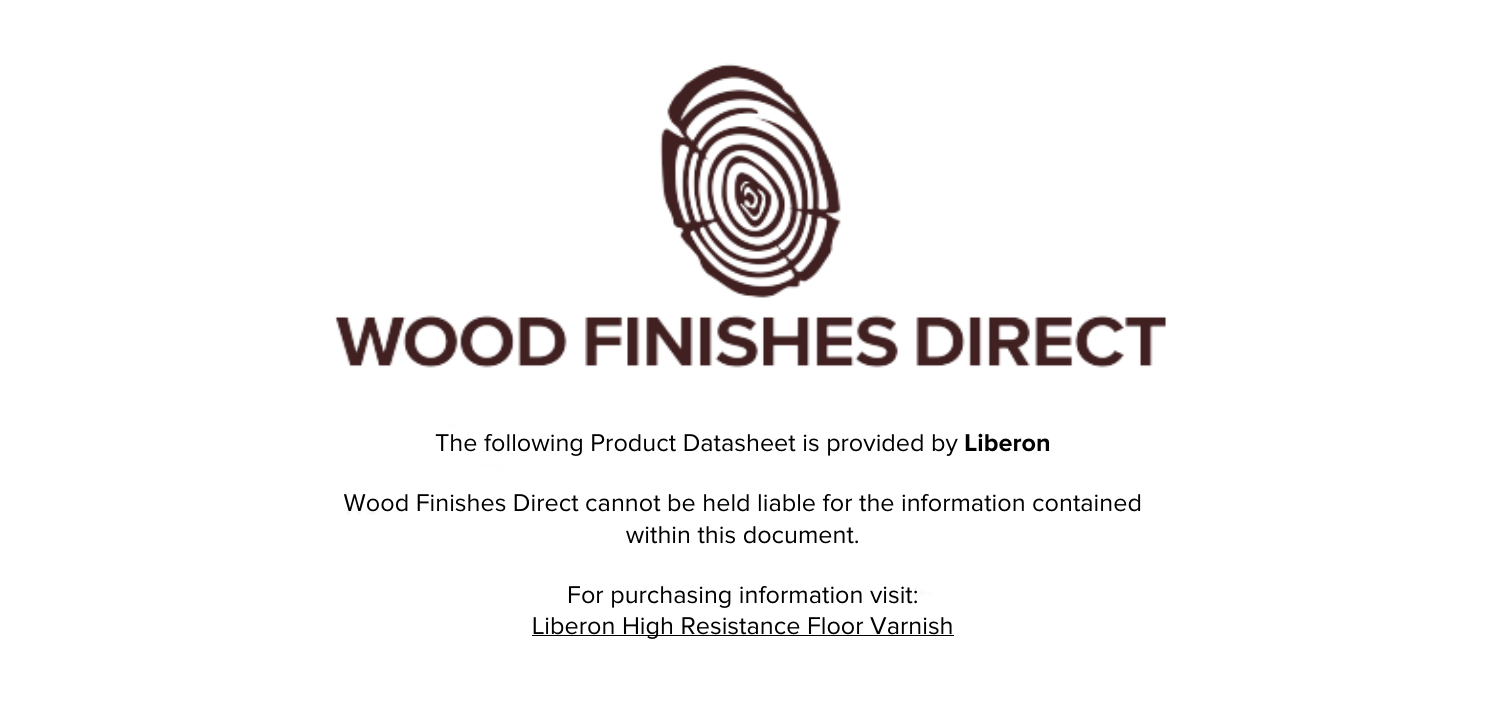# WOOD FINISHES DIRECT

The following Product Datasheet is provided by **Liberon**

Wood Finishes Direct cannot be held liable for the information contained within this document.

For purchasing information visit:
Liberon High Resistance Floor Varnish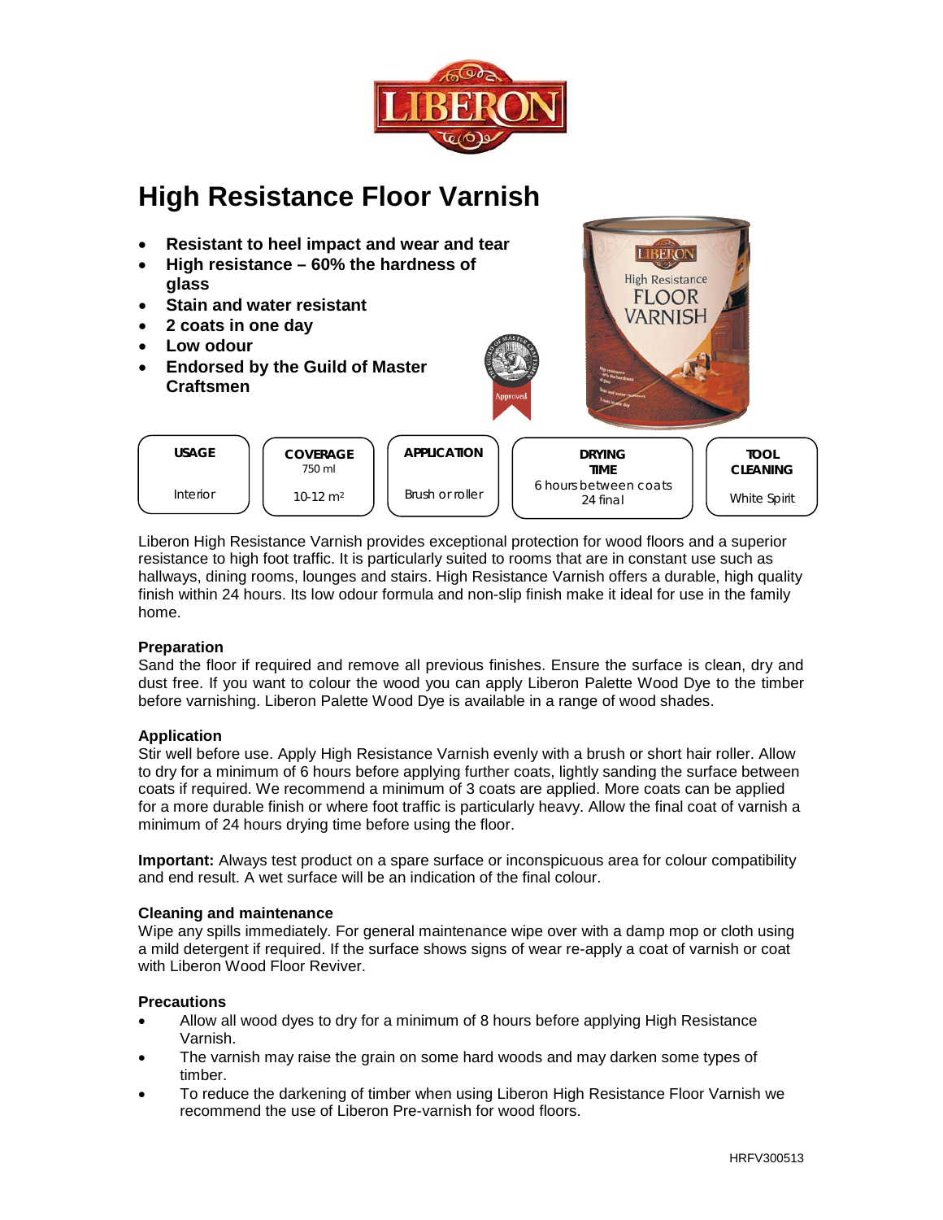# High Resistance Floor Varnish

- **Resistant to heel impact and wear and tear**
- **High resistance – 60% the hardness of glass**
- **Stain and water resistant**
- **2 coats in one day**
- **Low odour**
- **Endorsed by the Guild of Master Craftsmen**

| USAGE | COVERAGE 750 ml | APPLICATION | DRYING TIME | TOOL CLEANING |
|---|---|---|---|---|
| Interior | 10-12 m² | Brush or roller | 6 hours between coats 24 final | White Spirit |

Liberon High Resistance Varnish provides exceptional protection for wood floors and a superior resistance to high foot traffic. It is particularly suited to rooms that are in constant use such as hallways, dining rooms, lounges and stairs. High Resistance Varnish offers a durable, high quality finish within 24 hours. Its low odour formula and non-slip finish make it ideal for use in the family home.

**Preparation**
Sand the floor if required and remove all previous finishes. Ensure the surface is clean, dry and dust free. If you want to colour the wood you can apply Liberon Palette Wood Dye to the timber before varnishing. Liberon Palette Wood Dye is available in a range of wood shades.

**Application**
Stir well before use. Apply High Resistance Varnish evenly with a brush or short hair roller. Allow to dry for a minimum of 6 hours before applying further coats, lightly sanding the surface between coats if required. We recommend a minimum of 3 coats are applied. More coats can be applied for a more durable finish or where foot traffic is particularly heavy. Allow the final coat of varnish a minimum of 24 hours drying time before using the floor.

**Important:** Always test product on a spare surface or inconspicuous area for colour compatibility and end result. A wet surface will be an indication of the final colour.

**Cleaning and maintenance**
Wipe any spills immediately. For general maintenance wipe over with a damp mop or cloth using a mild detergent if required. If the surface shows signs of wear re-apply a coat of varnish or coat with Liberon Wood Floor Reviver.

**Precautions**

- Allow all wood dyes to dry for a minimum of 8 hours before applying High Resistance Varnish.
- The varnish may raise the grain on some hard woods and may darken some types of timber.
- To reduce the darkening of timber when using Liberon High Resistance Floor Varnish we recommend the use of Liberon Pre-varnish for wood floors.

HRFV300513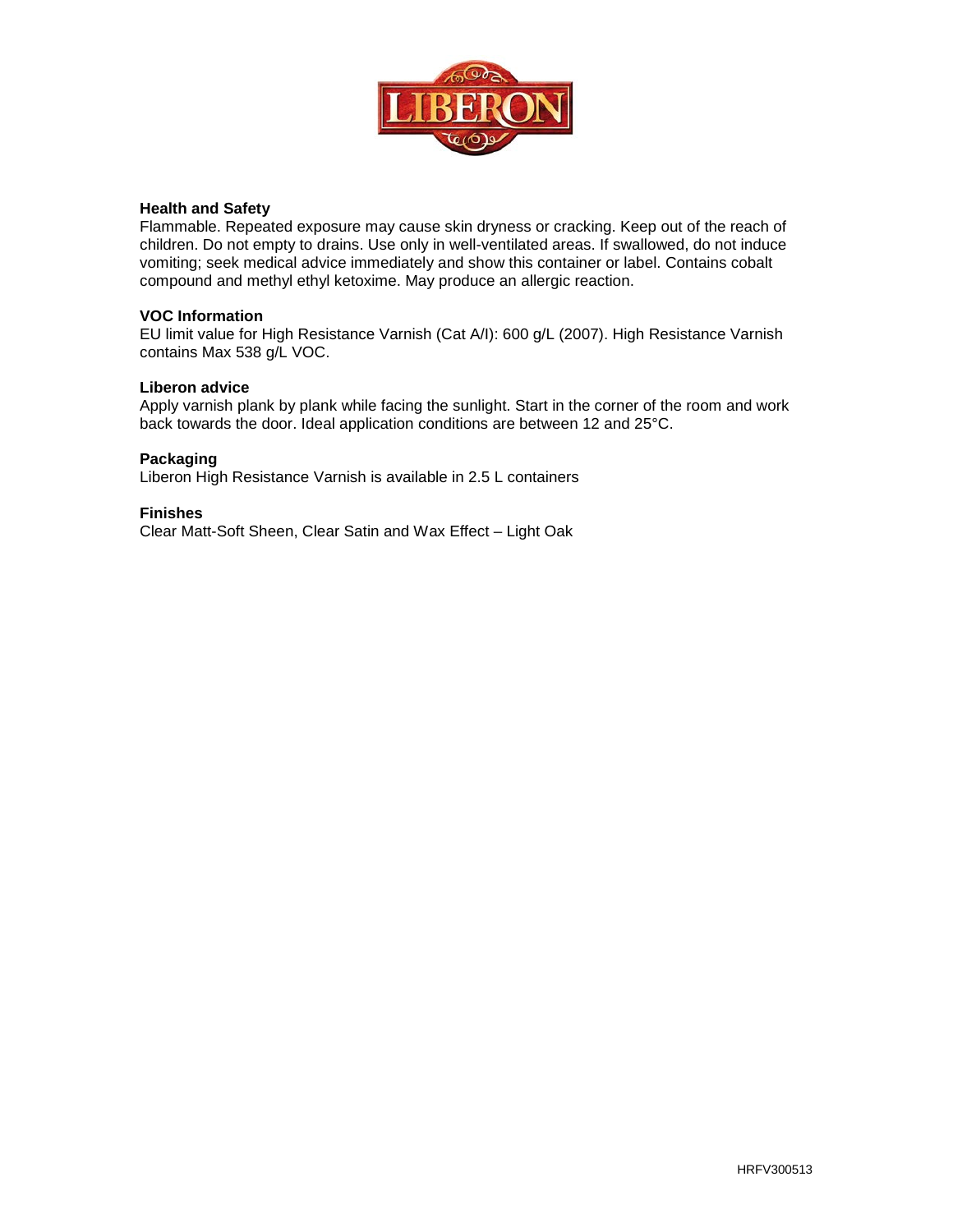## Health and Safety

Flammable. Repeated exposure may cause skin dryness or cracking. Keep out of the reach of children. Do not empty to drains. Use only in well-ventilated areas. If swallowed, do not induce vomiting; seek medical advice immediately and show this container or label. Contains cobalt compound and methyl ethyl ketoxime. May produce an allergic reaction.

## VOC Information

EU limit value for High Resistance Varnish (Cat A/I): 600 g/L (2007). High Resistance Varnish contains Max 538 g/L VOC.

## Liberon advice

Apply varnish plank by plank while facing the sunlight. Start in the corner of the room and work back towards the door. Ideal application conditions are between 12 and 25°C.

## Packaging

Liberon High Resistance Varnish is available in 2.5 L containers

## Finishes

Clear Matt-Soft Sheen, Clear Satin and Wax Effect – Light Oak

HRFV300513